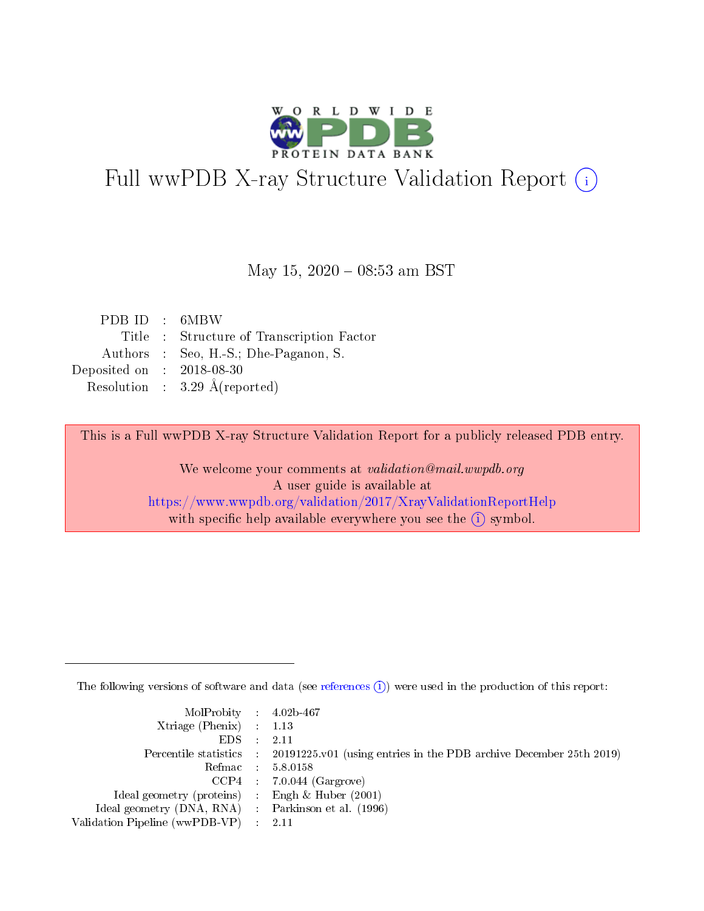# Full wwPDB X-ray Structure Validation Report

May 15, 2020 – 08:53 am BST

| | | |
|---|---|---|
| PDB ID | : | 6MBW |
| Title | : | Structure of Transcription Factor |
| Authors | : | Seo, H.-S.; Dhe-Paganon, S. |
| Deposited on | : | 2018-08-30 |
| Resolution | : | 3.29 Å(reported) |

This is a Full wwPDB X-ray Structure Validation Report for a publicly released PDB entry.

We welcome your comments at *validation@mail.wwpdb.org*
A user guide is available at
https://www.wwpdb.org/validation/2017/XrayValidationReportHelp
with specific help available everywhere you see the (i) symbol.

---

The following versions of software and data (see references (i)) were used in the production of this report:

| | | |
|---|---|---|
| MolProbity | : | 4.02b-467 |
| Xtriage (Phenix) | : | 1.13 |
| EDS | : | 2.11 |
| Percentile statistics | : | 20191225.v01 (using entries in the PDB archive December 25th 2019) |
| Refmac | : | 5.8.0158 |
| CCP4 | : | 7.0.044 (Gargrove) |
| Ideal geometry (proteins) | : | Engh & Huber (2001) |
| Ideal geometry (DNA, RNA) | : | Parkinson et al. (1996) |
| Validation Pipeline (wwPDB-VP) | : | 2.11 |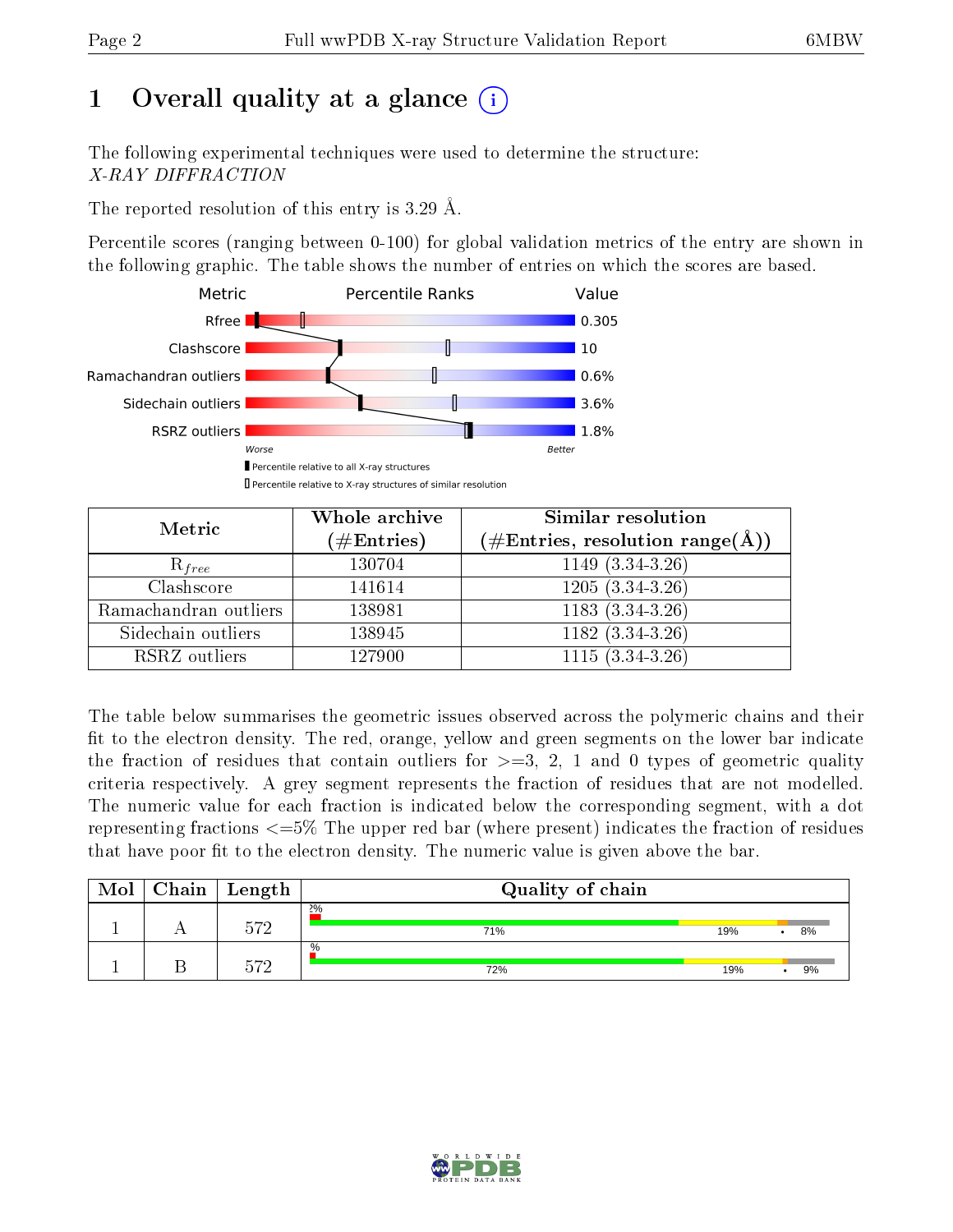# 1 Overall quality at a glance (i)

The following experimental techniques were used to determine the structure:
*X-RAY DIFFRACTION*

The reported resolution of this entry is 3.29 Å.

Percentile scores (ranging between 0-100) for global validation metrics of the entry are shown in the following graphic. The table shows the number of entries on which the scores are based.

| Metric | Value |
|---|---|
| Rfree | 0.305 |
| Clashscore | 10 |
| Ramachandran outliers | 0.6% |
| Sidechain outliers | 3.6% |
| RSRZ outliers | 1.8% |

| Metric | Whole archive (#Entries) | Similar resolution (#Entries, resolution range(Å)) |
|---|---|---|
| $R_{free}$ | 130704 | 1149 (3.34-3.26) |
| Clashscore | 141614 | 1205 (3.34-3.26) |
| Ramachandran outliers | 138981 | 1183 (3.34-3.26) |
| Sidechain outliers | 138945 | 1182 (3.34-3.26) |
| RSRZ outliers | 127900 | 1115 (3.34-3.26) |

The table below summarises the geometric issues observed across the polymeric chains and their fit to the electron density. The red, orange, yellow and green segments on the lower bar indicate the fraction of residues that contain outliers for >=3, 2, 1 and 0 types of geometric quality criteria respectively. A grey segment represents the fraction of residues that are not modelled. The numeric value for each fraction is indicated below the corresponding segment, with a dot representing fractions <=5% The upper red bar (where present) indicates the fraction of residues that have poor fit to the electron density. The numeric value is given above the bar.

| Mol | Chain | Length | Quality of chain |
|---|---|---|---|
| 1 | A | 572 | 2%; 71%, 19%, •, 8% |
| 1 | B | 572 | %; 72%, 19%, •, 9% |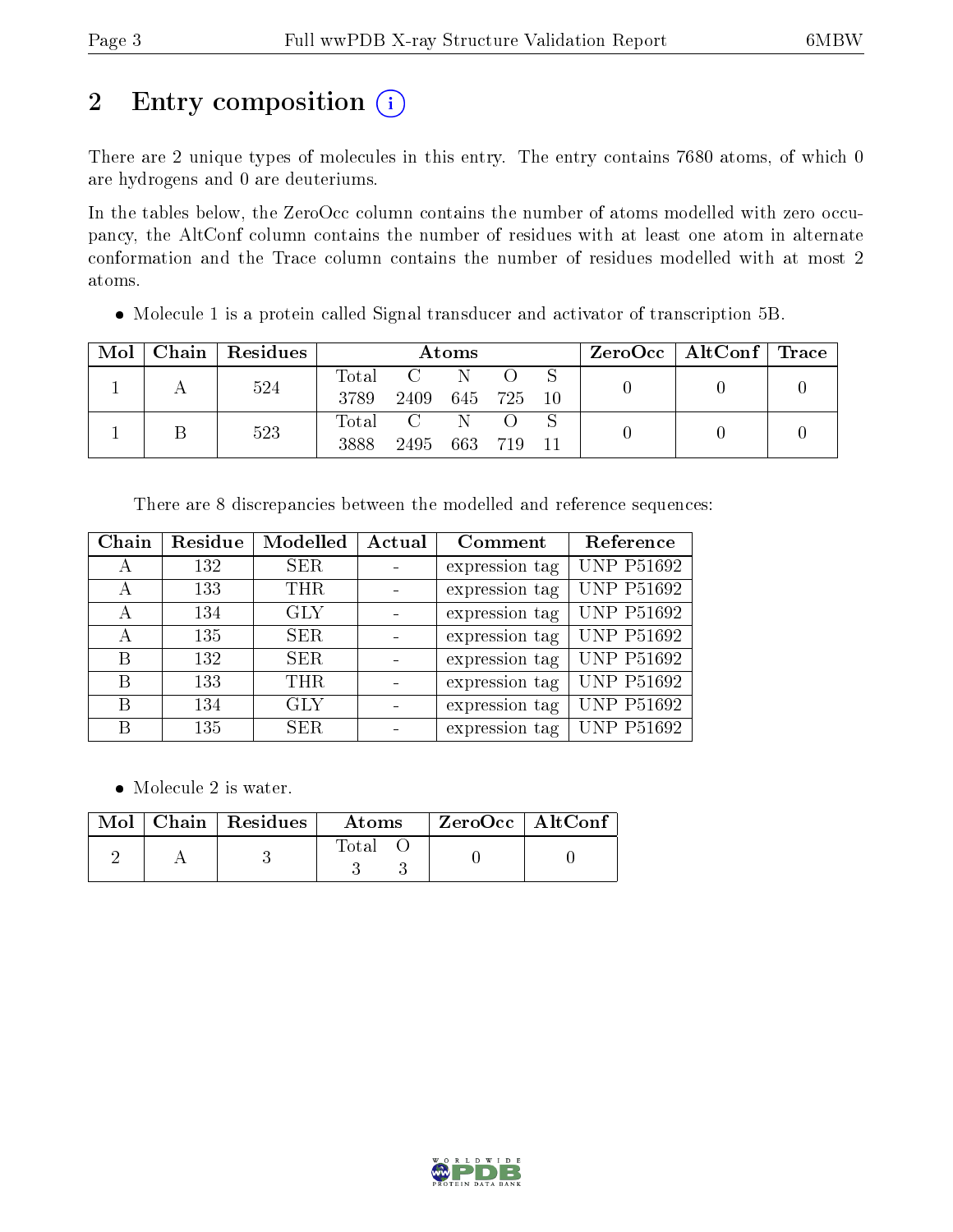# 2 Entry composition

There are 2 unique types of molecules in this entry. The entry contains 7680 atoms, of which 0 are hydrogens and 0 are deuteriums.

In the tables below, the ZeroOcc column contains the number of atoms modelled with zero occupancy, the AltConf column contains the number of residues with at least one atom in alternate conformation and the Trace column contains the number of residues modelled with at most 2 atoms.

- Molecule 1 is a protein called Signal transducer and activator of transcription 5B.

| Mol | Chain | Residues | Atoms | | | | | ZeroOcc | AltConf | Trace |
|---|---|---|---|---|---|---|---|---|---|---|
| 1 | A | 524 | Total<br>3789 | C<br>2409 | N<br>645 | O<br>725 | S<br>10 | 0 | 0 | 0 |
| 1 | B | 523 | Total<br>3888 | C<br>2495 | N<br>663 | O<br>719 | S<br>11 | 0 | 0 | 0 |

There are 8 discrepancies between the modelled and reference sequences:

| Chain | Residue | Modelled | Actual | Comment | Reference |
|---|---|---|---|---|---|
| A | 132 | SER | - | expression tag | UNP P51692 |
| A | 133 | THR | - | expression tag | UNP P51692 |
| A | 134 | GLY | - | expression tag | UNP P51692 |
| A | 135 | SER | - | expression tag | UNP P51692 |
| B | 132 | SER | - | expression tag | UNP P51692 |
| B | 133 | THR | - | expression tag | UNP P51692 |
| B | 134 | GLY | - | expression tag | UNP P51692 |
| B | 135 | SER | - | expression tag | UNP P51692 |

- Molecule 2 is water.

| Mol | Chain | Residues | Atoms | | ZeroOcc | AltConf |
|---|---|---|---|---|---|---|
| 2 | A | 3 | Total<br>3 | O<br>3 | 0 | 0 |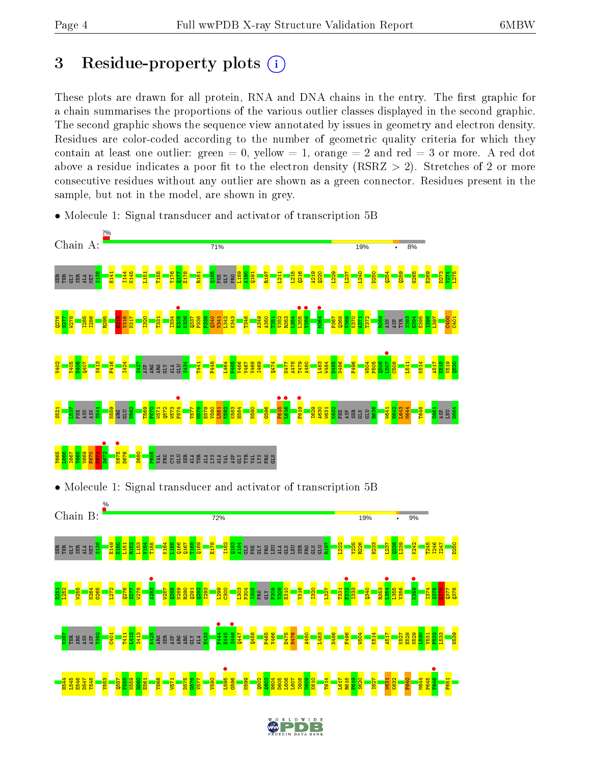# 3 Residue-property plots

These plots are drawn for all protein, RNA and DNA chains in the entry. The first graphic for a chain summarises the proportions of the various outlier classes displayed in the second graphic. The second graphic shows the sequence view annotated by issues in geometry and electron density. Residues are color-coded according to the number of geometric quality criteria for which they contain at least one outlier: green = 0, yellow = 1, orange = 2 and red = 3 or more. A red dot above a residue indicates a poor fit to the electron density (RSRZ > 2). Stretches of 2 or more consecutive residues without any outlier are shown as a green connector. Residues present in the sample, but not in the model, are shown in grey.

- Molecule 1: Signal transducer and activator of transcription 5B

Chain A: 2% | 71% | 19% | • | 8%

- Molecule 1: Signal transducer and activator of transcription 5B

Chain B: % | 72% | 19% | • | 9%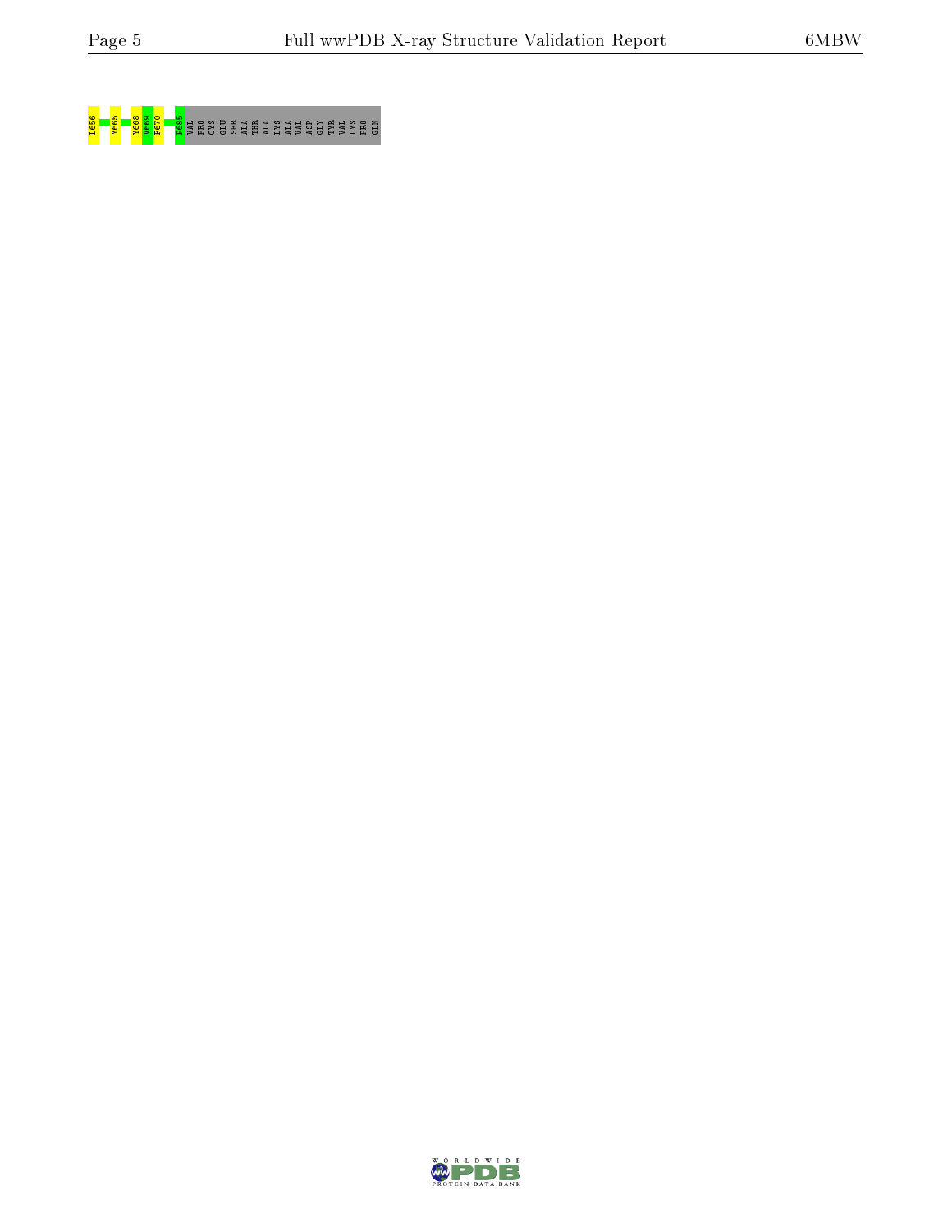L656 Y665 Y668 V669 F670 P685 VAL PRO CYS GLU SER ALA THR ALA LYS ALA VAL ASP GLY TYR VAL LYS PRO GLN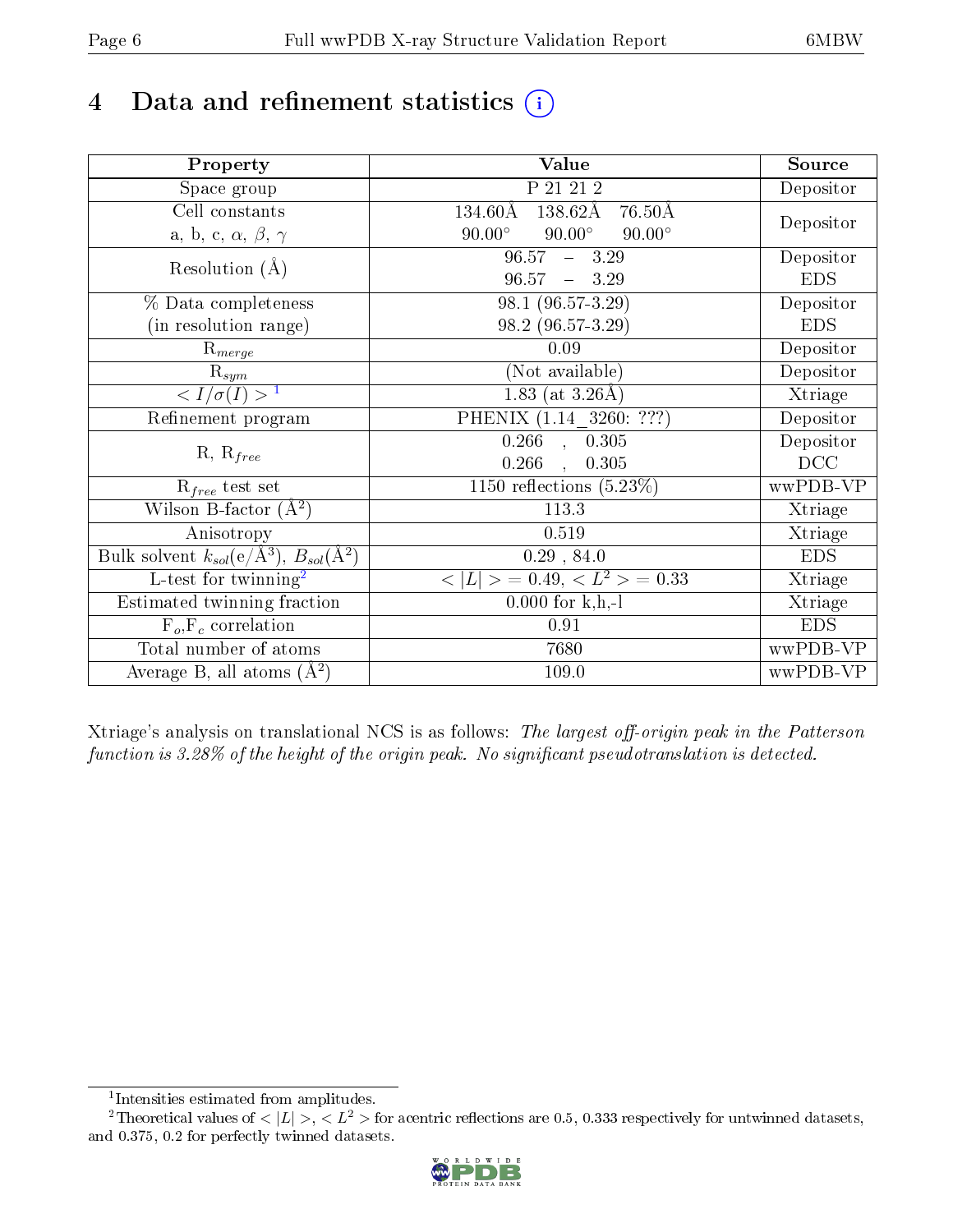# 4 Data and refinement statistics

| Property | Value | Source |
|---|---|---|
| Space group | P 21 21 2 | Depositor |
| Cell constants<br>a, b, c, $\alpha$, $\beta$, $\gamma$ | 134.60Å 138.62Å 76.50Å<br>90.00° 90.00° 90.00° | Depositor |
| Resolution (Å) | 96.57 – 3.29<br>96.57 – 3.29 | Depositor<br>EDS |
| % Data completeness<br>(in resolution range) | 98.1 (96.57-3.29)<br>98.2 (96.57-3.29) | Depositor<br>EDS |
| $R_{merge}$ | 0.09 | Depositor |
| $R_{sym}$ | (Not available) | Depositor |
| $< I/\sigma(I) >$ [1] | 1.83 (at 3.26Å) | Xtriage |
| Refinement program | PHENIX (1.14_3260: ???) | Depositor |
| R, $R_{free}$ | 0.266 , 0.305<br>0.266 , 0.305 | Depositor<br>DCC |
| $R_{free}$ test set | 1150 reflections (5.23%) | wwPDB-VP |
| Wilson B-factor (Å$^2$) | 113.3 | Xtriage |
| Anisotropy | 0.519 | Xtriage |
| Bulk solvent $k_{sol}$(e/Å$^3$), $B_{sol}$(Å$^2$) | 0.29 , 84.0 | EDS |
| L-test for twinning[2] | $< \vert L \vert > = 0.49$, $< L^2 > = 0.33$ | Xtriage |
| Estimated twinning fraction | 0.000 for k,h,-l | Xtriage |
| $F_o$,$F_c$ correlation | 0.91 | EDS |
| Total number of atoms | 7680 | wwPDB-VP |
| Average B, all atoms (Å$^2$) | 109.0 | wwPDB-VP |

Xtriage's analysis on translational NCS is as follows: *The largest off-origin peak in the Patterson function is 3.28% of the height of the origin peak. No significant pseudotranslation is detected.*

[1] Intensities estimated from amplitudes.

[2] Theoretical values of $< |L| >$, $< L^2 >$ for acentric reflections are 0.5, 0.333 respectively for untwinned datasets, and 0.375, 0.2 for perfectly twinned datasets.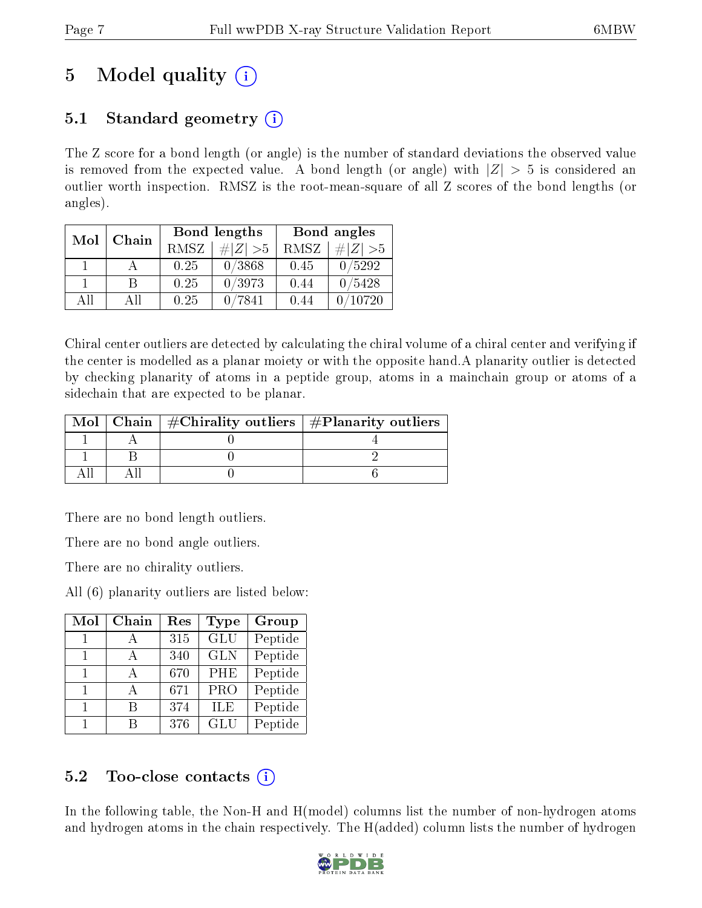# 5 Model quality (i)

## 5.1 Standard geometry (i)

The Z score for a bond length (or angle) is the number of standard deviations the observed value is removed from the expected value. A bond length (or angle) with $|Z| > 5$ is considered an outlier worth inspection. RMSZ is the root-mean-square of all Z scores of the bond lengths (or angles).

| Mol | Chain | Bond lengths | | Bond angles | |
|---|---|---|---|---|---|
| | | RMSZ | $\#\|Z\| > 5$ | RMSZ | $\#\|Z\| > 5$ |
| 1 | A | 0.25 | 0/3868 | 0.45 | 0/5292 |
| 1 | B | 0.25 | 0/3973 | 0.44 | 0/5428 |
| All | All | 0.25 | 0/7841 | 0.44 | 0/10720 |

Chiral center outliers are detected by calculating the chiral volume of a chiral center and verifying if the center is modelled as a planar moiety or with the opposite hand.A planarity outlier is detected by checking planarity of atoms in a peptide group, atoms in a mainchain group or atoms of a sidechain that are expected to be planar.

| Mol | Chain | #Chirality outliers | #Planarity outliers |
|---|---|---|---|
| 1 | A | 0 | 4 |
| 1 | B | 0 | 2 |
| All | All | 0 | 6 |

There are no bond length outliers.

There are no bond angle outliers.

There are no chirality outliers.

All (6) planarity outliers are listed below:

| Mol | Chain | Res | Type | Group |
|---|---|---|---|---|
| 1 | A | 315 | GLU | Peptide |
| 1 | A | 340 | GLN | Peptide |
| 1 | A | 670 | PHE | Peptide |
| 1 | A | 671 | PRO | Peptide |
| 1 | B | 374 | ILE | Peptide |
| 1 | B | 376 | GLU | Peptide |

## 5.2 Too-close contacts (i)

In the following table, the Non-H and H(model) columns list the number of non-hydrogen atoms and hydrogen atoms in the chain respectively. The H(added) column lists the number of hydrogen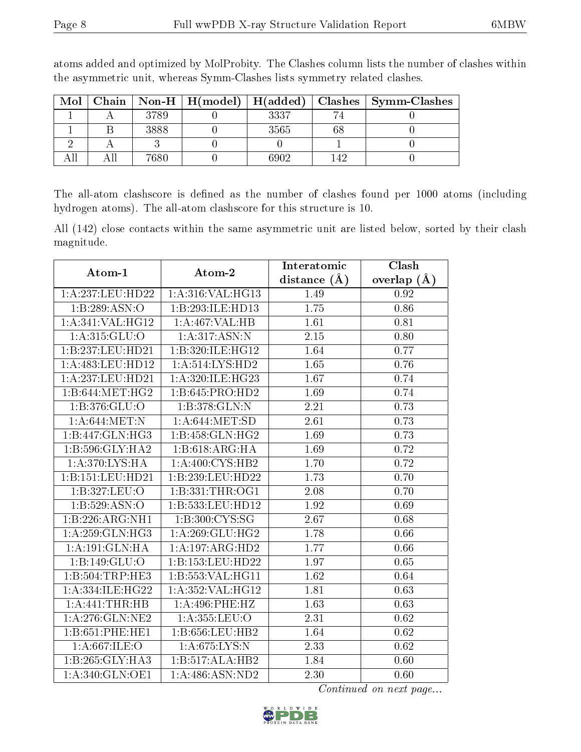atoms added and optimized by MolProbity. The Clashes column lists the number of clashes within the asymmetric unit, whereas Symm-Clashes lists symmetry related clashes.

| Mol | Chain | Non-H | H(model) | H(added) | Clashes | Symm-Clashes |
|---|---|---|---|---|---|---|
| 1 | A | 3789 | 0 | 3337 | 74 | 0 |
| 1 | B | 3888 | 0 | 3565 | 68 | 0 |
| 2 | A | 3 | 0 | 0 | 1 | 0 |
| All | All | 7680 | 0 | 6902 | 142 | 0 |

The all-atom clashscore is defined as the number of clashes found per 1000 atoms (including hydrogen atoms). The all-atom clashscore for this structure is 10.

All (142) close contacts within the same asymmetric unit are listed below, sorted by their clash magnitude.

| Atom-1 | Atom-2 | Interatomic distance (Å) | Clash overlap (Å) |
|---|---|---|---|
| 1:A:237:LEU:HD22 | 1:A:316:VAL:HG13 | 1.49 | 0.92 |
| 1:B:289:ASN:O | 1:B:293:ILE:HD13 | 1.75 | 0.86 |
| 1:A:341:VAL:HG12 | 1:A:467:VAL:HB | 1.61 | 0.81 |
| 1:A:315:GLU:O | 1:A:317:ASN:N | 2.15 | 0.80 |
| 1:B:237:LEU:HD21 | 1:B:320:ILE:HG12 | 1.64 | 0.77 |
| 1:A:483:LEU:HD12 | 1:A:514:LYS:HD2 | 1.65 | 0.76 |
| 1:A:237:LEU:HD21 | 1:A:320:ILE:HG23 | 1.67 | 0.74 |
| 1:B:644:MET:HG2 | 1:B:645:PRO:HD2 | 1.69 | 0.74 |
| 1:B:376:GLU:O | 1:B:378:GLN:N | 2.21 | 0.73 |
| 1:A:644:MET:N | 1:A:644:MET:SD | 2.61 | 0.73 |
| 1:B:447:GLN:HG3 | 1:B:458:GLN:HG2 | 1.69 | 0.73 |
| 1:B:596:GLY:HA2 | 1:B:618:ARG:HA | 1.69 | 0.72 |
| 1:A:370:LYS:HA | 1:A:400:CYS:HB2 | 1.70 | 0.72 |
| 1:B:151:LEU:HD21 | 1:B:239:LEU:HD22 | 1.73 | 0.70 |
| 1:B:327:LEU:O | 1:B:331:THR:OG1 | 2.08 | 0.70 |
| 1:B:529:ASN:O | 1:B:533:LEU:HD12 | 1.92 | 0.69 |
| 1:B:226:ARG:NH1 | 1:B:300:CYS:SG | 2.67 | 0.68 |
| 1:A:259:GLN:HG3 | 1:A:269:GLU:HG2 | 1.78 | 0.66 |
| 1:A:191:GLN:HA | 1:A:197:ARG:HD2 | 1.77 | 0.66 |
| 1:B:149:GLU:O | 1:B:153:LEU:HD22 | 1.97 | 0.65 |
| 1:B:504:TRP:HE3 | 1:B:553:VAL:HG11 | 1.62 | 0.64 |
| 1:A:334:ILE:HG22 | 1:A:352:VAL:HG12 | 1.81 | 0.63 |
| 1:A:441:THR:HB | 1:A:496:PHE:HZ | 1.63 | 0.63 |
| 1:A:276:GLN:NE2 | 1:A:355:LEU:O | 2.31 | 0.62 |
| 1:B:651:PHE:HE1 | 1:B:656:LEU:HB2 | 1.64 | 0.62 |
| 1:A:667:ILE:O | 1:A:675:LYS:N | 2.33 | 0.62 |
| 1:B:265:GLY:HA3 | 1:B:517:ALA:HB2 | 1.84 | 0.60 |
| 1:A:340:GLN:OE1 | 1:A:486:ASN:ND2 | 2.30 | 0.60 |

*Continued on next page...*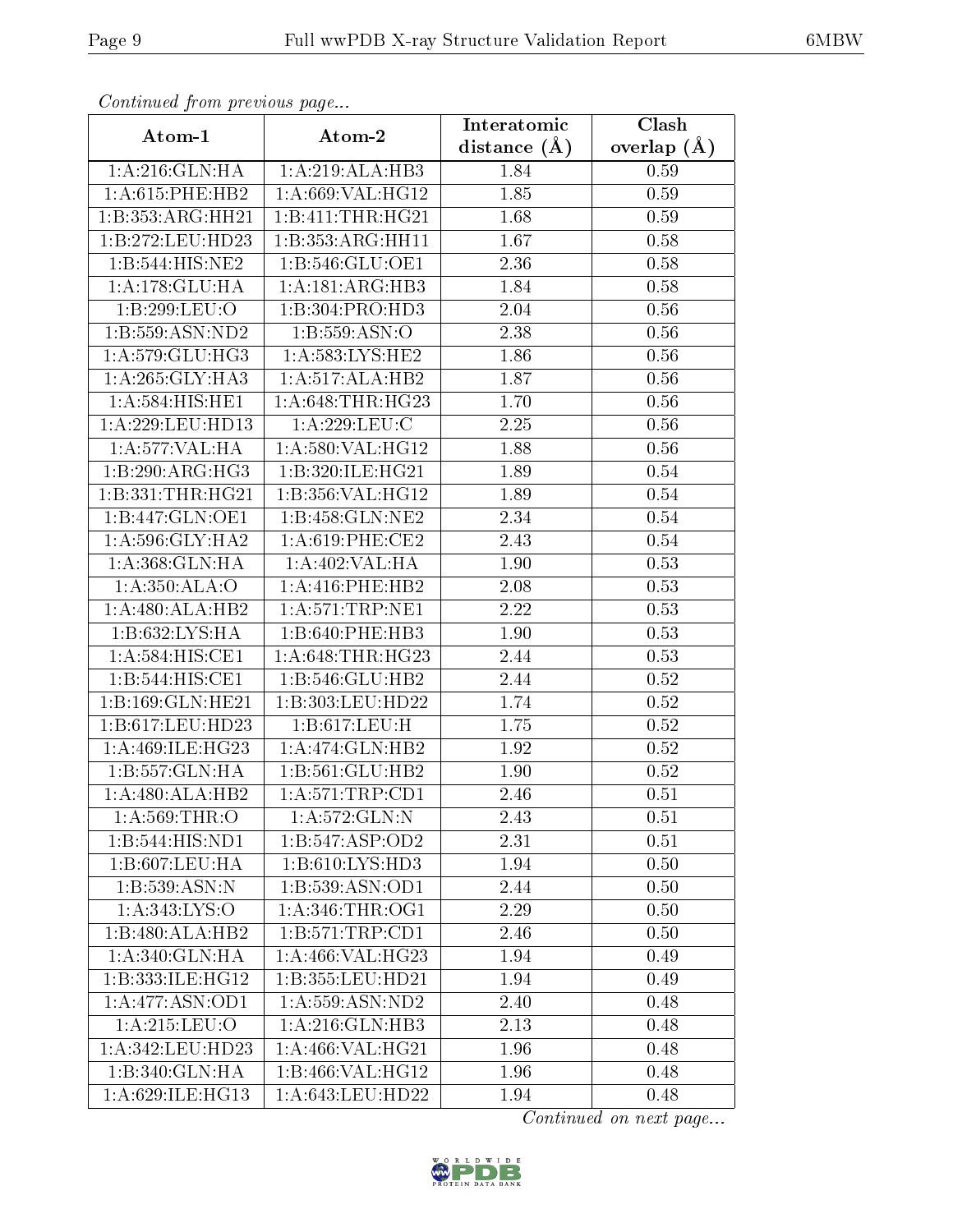*Continued from previous page...*

| Atom-1 | Atom-2 | Interatomic distance (Å) | Clash overlap (Å) |
|---|---|---|---|
| 1:A:216:GLN:HA | 1:A:219:ALA:HB3 | 1.84 | 0.59 |
| 1:A:615:PHE:HB2 | 1:A:669:VAL:HG12 | 1.85 | 0.59 |
| 1:B:353:ARG:HH21 | 1:B:411:THR:HG21 | 1.68 | 0.59 |
| 1:B:272:LEU:HD23 | 1:B:353:ARG:HH11 | 1.67 | 0.58 |
| 1:B:544:HIS:NE2 | 1:B:546:GLU:OE1 | 2.36 | 0.58 |
| 1:A:178:GLU:HA | 1:A:181:ARG:HB3 | 1.84 | 0.58 |
| 1:B:299:LEU:O | 1:B:304:PRO:HD3 | 2.04 | 0.56 |
| 1:B:559:ASN:ND2 | 1:B:559:ASN:O | 2.38 | 0.56 |
| 1:A:579:GLU:HG3 | 1:A:583:LYS:HE2 | 1.86 | 0.56 |
| 1:A:265:GLY:HA3 | 1:A:517:ALA:HB2 | 1.87 | 0.56 |
| 1:A:584:HIS:HE1 | 1:A:648:THR:HG23 | 1.70 | 0.56 |
| 1:A:229:LEU:HD13 | 1:A:229:LEU:C | 2.25 | 0.56 |
| 1:A:577:VAL:HA | 1:A:580:VAL:HG12 | 1.88 | 0.56 |
| 1:B:290:ARG:HG3 | 1:B:320:ILE:HG21 | 1.89 | 0.54 |
| 1:B:331:THR:HG21 | 1:B:356:VAL:HG12 | 1.89 | 0.54 |
| 1:B:447:GLN:OE1 | 1:B:458:GLN:NE2 | 2.34 | 0.54 |
| 1:A:596:GLY:HA2 | 1:A:619:PHE:CE2 | 2.43 | 0.54 |
| 1:A:368:GLN:HA | 1:A:402:VAL:HA | 1.90 | 0.53 |
| 1:A:350:ALA:O | 1:A:416:PHE:HB2 | 2.08 | 0.53 |
| 1:A:480:ALA:HB2 | 1:A:571:TRP:NE1 | 2.22 | 0.53 |
| 1:B:632:LYS:HA | 1:B:640:PHE:HB3 | 1.90 | 0.53 |
| 1:A:584:HIS:CE1 | 1:A:648:THR:HG23 | 2.44 | 0.53 |
| 1:B:544:HIS:CE1 | 1:B:546:GLU:HB2 | 2.44 | 0.52 |
| 1:B:169:GLN:HE21 | 1:B:303:LEU:HD22 | 1.74 | 0.52 |
| 1:B:617:LEU:HD23 | 1:B:617:LEU:H | 1.75 | 0.52 |
| 1:A:469:ILE:HG23 | 1:A:474:GLN:HB2 | 1.92 | 0.52 |
| 1:B:557:GLN:HA | 1:B:561:GLU:HB2 | 1.90 | 0.52 |
| 1:A:480:ALA:HB2 | 1:A:571:TRP:CD1 | 2.46 | 0.51 |
| 1:A:569:THR:O | 1:A:572:GLN:N | 2.43 | 0.51 |
| 1:B:544:HIS:ND1 | 1:B:547:ASP:OD2 | 2.31 | 0.51 |
| 1:B:607:LEU:HA | 1:B:610:LYS:HD3 | 1.94 | 0.50 |
| 1:B:539:ASN:N | 1:B:539:ASN:OD1 | 2.44 | 0.50 |
| 1:A:343:LYS:O | 1:A:346:THR:OG1 | 2.29 | 0.50 |
| 1:B:480:ALA:HB2 | 1:B:571:TRP:CD1 | 2.46 | 0.50 |
| 1:A:340:GLN:HA | 1:A:466:VAL:HG23 | 1.94 | 0.49 |
| 1:B:333:ILE:HG12 | 1:B:355:LEU:HD21 | 1.94 | 0.49 |
| 1:A:477:ASN:OD1 | 1:A:559:ASN:ND2 | 2.40 | 0.48 |
| 1:A:215:LEU:O | 1:A:216:GLN:HB3 | 2.13 | 0.48 |
| 1:A:342:LEU:HD23 | 1:A:466:VAL:HG21 | 1.96 | 0.48 |
| 1:B:340:GLN:HA | 1:B:466:VAL:HG12 | 1.96 | 0.48 |
| 1:A:629:ILE:HG13 | 1:A:643:LEU:HD22 | 1.94 | 0.48 |

*Continued on next page...*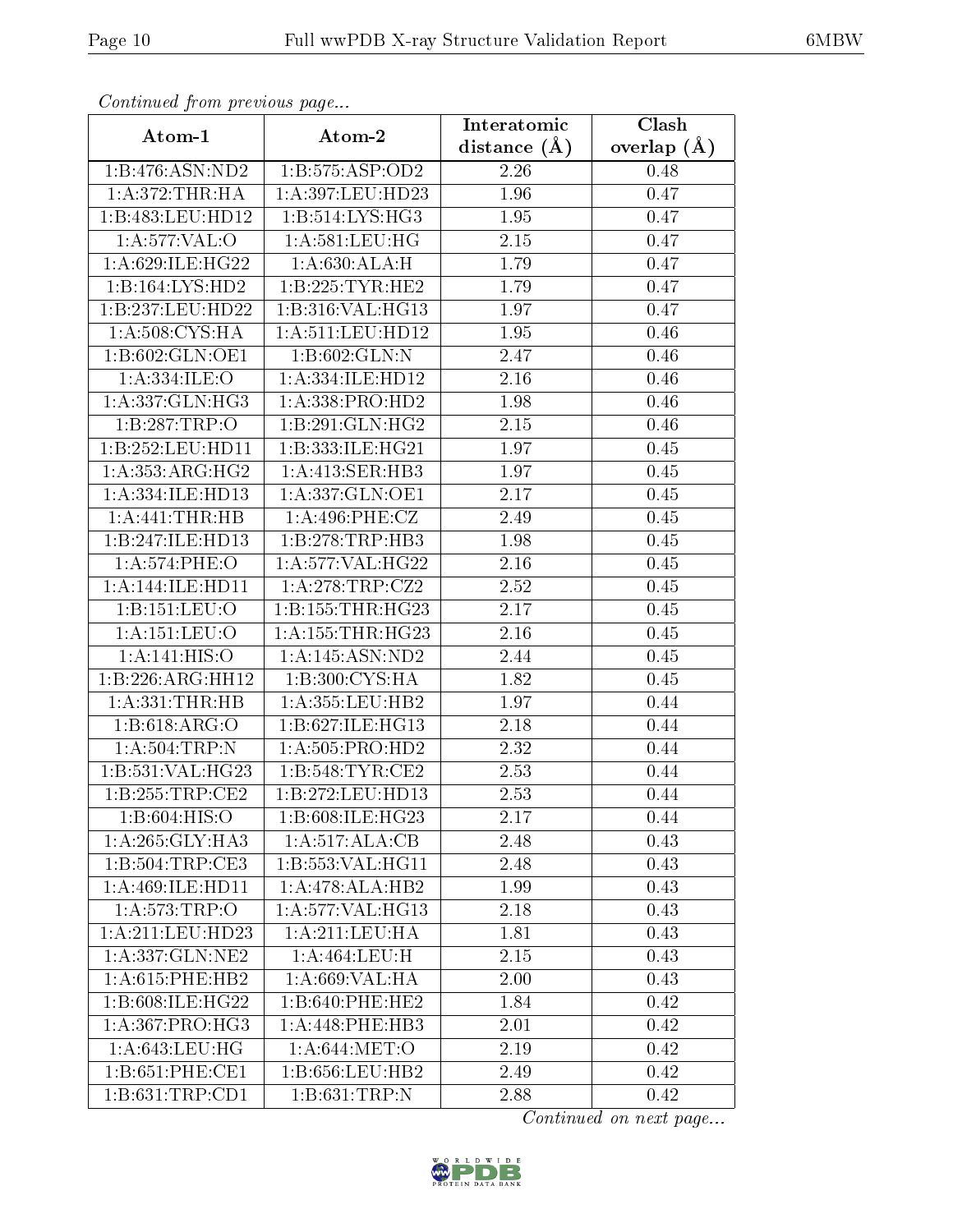*Continued from previous page...*

| Atom-1 | Atom-2 | Interatomic distance (Å) | Clash overlap (Å) |
|---|---|---|---|
| 1:B:476:ASN:ND2 | 1:B:575:ASP:OD2 | 2.26 | 0.48 |
| 1:A:372:THR:HA | 1:A:397:LEU:HD23 | 1.96 | 0.47 |
| 1:B:483:LEU:HD12 | 1:B:514:LYS:HG3 | 1.95 | 0.47 |
| 1:A:577:VAL:O | 1:A:581:LEU:HG | 2.15 | 0.47 |
| 1:A:629:ILE:HG22 | 1:A:630:ALA:H | 1.79 | 0.47 |
| 1:B:164:LYS:HD2 | 1:B:225:TYR:HE2 | 1.79 | 0.47 |
| 1:B:237:LEU:HD22 | 1:B:316:VAL:HG13 | 1.97 | 0.47 |
| 1:A:508:CYS:HA | 1:A:511:LEU:HD12 | 1.95 | 0.46 |
| 1:B:602:GLN:OE1 | 1:B:602:GLN:N | 2.47 | 0.46 |
| 1:A:334:ILE:O | 1:A:334:ILE:HD12 | 2.16 | 0.46 |
| 1:A:337:GLN:HG3 | 1:A:338:PRO:HD2 | 1.98 | 0.46 |
| 1:B:287:TRP:O | 1:B:291:GLN:HG2 | 2.15 | 0.46 |
| 1:B:252:LEU:HD11 | 1:B:333:ILE:HG21 | 1.97 | 0.45 |
| 1:A:353:ARG:HG2 | 1:A:413:SER:HB3 | 1.97 | 0.45 |
| 1:A:334:ILE:HD13 | 1:A:337:GLN:OE1 | 2.17 | 0.45 |
| 1:A:441:THR:HB | 1:A:496:PHE:CZ | 2.49 | 0.45 |
| 1:B:247:ILE:HD13 | 1:B:278:TRP:HB3 | 1.98 | 0.45 |
| 1:A:574:PHE:O | 1:A:577:VAL:HG22 | 2.16 | 0.45 |
| 1:A:144:ILE:HD11 | 1:A:278:TRP:CZ2 | 2.52 | 0.45 |
| 1:B:151:LEU:O | 1:B:155:THR:HG23 | 2.17 | 0.45 |
| 1:A:151:LEU:O | 1:A:155:THR:HG23 | 2.16 | 0.45 |
| 1:A:141:HIS:O | 1:A:145:ASN:ND2 | 2.44 | 0.45 |
| 1:B:226:ARG:HH12 | 1:B:300:CYS:HA | 1.82 | 0.45 |
| 1:A:331:THR:HB | 1:A:355:LEU:HB2 | 1.97 | 0.44 |
| 1:B:618:ARG:O | 1:B:627:ILE:HG13 | 2.18 | 0.44 |
| 1:A:504:TRP:N | 1:A:505:PRO:HD2 | 2.32 | 0.44 |
| 1:B:531:VAL:HG23 | 1:B:548:TYR:CE2 | 2.53 | 0.44 |
| 1:B:255:TRP:CE2 | 1:B:272:LEU:HD13 | 2.53 | 0.44 |
| 1:B:604:HIS:O | 1:B:608:ILE:HG23 | 2.17 | 0.44 |
| 1:A:265:GLY:HA3 | 1:A:517:ALA:CB | 2.48 | 0.43 |
| 1:B:504:TRP:CE3 | 1:B:553:VAL:HG11 | 2.48 | 0.43 |
| 1:A:469:ILE:HD11 | 1:A:478:ALA:HB2 | 1.99 | 0.43 |
| 1:A:573:TRP:O | 1:A:577:VAL:HG13 | 2.18 | 0.43 |
| 1:A:211:LEU:HD23 | 1:A:211:LEU:HA | 1.81 | 0.43 |
| 1:A:337:GLN:NE2 | 1:A:464:LEU:H | 2.15 | 0.43 |
| 1:A:615:PHE:HB2 | 1:A:669:VAL:HA | 2.00 | 0.43 |
| 1:B:608:ILE:HG22 | 1:B:640:PHE:HE2 | 1.84 | 0.42 |
| 1:A:367:PRO:HG3 | 1:A:448:PHE:HB3 | 2.01 | 0.42 |
| 1:A:643:LEU:HG | 1:A:644:MET:O | 2.19 | 0.42 |
| 1:B:651:PHE:CE1 | 1:B:656:LEU:HB2 | 2.49 | 0.42 |
| 1:B:631:TRP:CD1 | 1:B:631:TRP:N | 2.88 | 0.42 |

*Continued on next page...*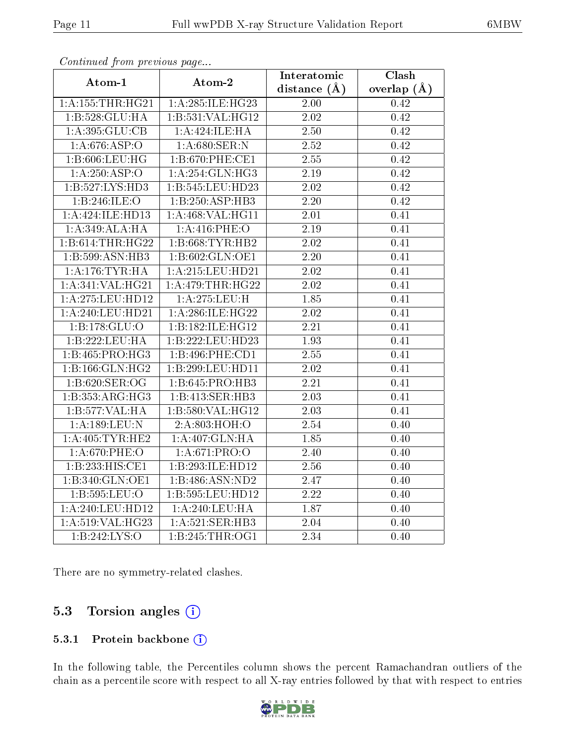*Continued from previous page...*

| Atom-1 | Atom-2 | Interatomic distance (Å) | Clash overlap (Å) |
|---|---|---|---|
| 1:A:155:THR:HG21 | 1:A:285:ILE:HG23 | 2.00 | 0.42 |
| 1:B:528:GLU:HA | 1:B:531:VAL:HG12 | 2.02 | 0.42 |
| 1:A:395:GLU:CB | 1:A:424:ILE:HA | 2.50 | 0.42 |
| 1:A:676:ASP:O | 1:A:680:SER:N | 2.52 | 0.42 |
| 1:B:606:LEU:HG | 1:B:670:PHE:CE1 | 2.55 | 0.42 |
| 1:A:250:ASP:O | 1:A:254:GLN:HG3 | 2.19 | 0.42 |
| 1:B:527:LYS:HD3 | 1:B:545:LEU:HD23 | 2.02 | 0.42 |
| 1:B:246:ILE:O | 1:B:250:ASP:HB3 | 2.20 | 0.42 |
| 1:A:424:ILE:HD13 | 1:A:468:VAL:HG11 | 2.01 | 0.41 |
| 1:A:349:ALA:HA | 1:A:416:PHE:O | 2.19 | 0.41 |
| 1:B:614:THR:HG22 | 1:B:668:TYR:HB2 | 2.02 | 0.41 |
| 1:B:599:ASN:HB3 | 1:B:602:GLN:OE1 | 2.20 | 0.41 |
| 1:A:176:TYR:HA | 1:A:215:LEU:HD21 | 2.02 | 0.41 |
| 1:A:341:VAL:HG21 | 1:A:479:THR:HG22 | 2.02 | 0.41 |
| 1:A:275:LEU:HD12 | 1:A:275:LEU:H | 1.85 | 0.41 |
| 1:A:240:LEU:HD21 | 1:A:286:ILE:HG22 | 2.02 | 0.41 |
| 1:B:178:GLU:O | 1:B:182:ILE:HG12 | 2.21 | 0.41 |
| 1:B:222:LEU:HA | 1:B:222:LEU:HD23 | 1.93 | 0.41 |
| 1:B:465:PRO:HG3 | 1:B:496:PHE:CD1 | 2.55 | 0.41 |
| 1:B:166:GLN:HG2 | 1:B:299:LEU:HD11 | 2.02 | 0.41 |
| 1:B:620:SER:OG | 1:B:645:PRO:HB3 | 2.21 | 0.41 |
| 1:B:353:ARG:HG3 | 1:B:413:SER:HB3 | 2.03 | 0.41 |
| 1:B:577:VAL:HA | 1:B:580:VAL:HG12 | 2.03 | 0.41 |
| 1:A:189:LEU:N | 2:A:803:HOH:O | 2.54 | 0.40 |
| 1:A:405:TYR:HE2 | 1:A:407:GLN:HA | 1.85 | 0.40 |
| 1:A:670:PHE:O | 1:A:671:PRO:O | 2.40 | 0.40 |
| 1:B:233:HIS:CE1 | 1:B:293:ILE:HD12 | 2.56 | 0.40 |
| 1:B:340:GLN:OE1 | 1:B:486:ASN:ND2 | 2.47 | 0.40 |
| 1:B:595:LEU:O | 1:B:595:LEU:HD12 | 2.22 | 0.40 |
| 1:A:240:LEU:HD12 | 1:A:240:LEU:HA | 1.87 | 0.40 |
| 1:A:519:VAL:HG23 | 1:A:521:SER:HB3 | 2.04 | 0.40 |
| 1:B:242:LYS:O | 1:B:245:THR:OG1 | 2.34 | 0.40 |

There are no symmetry-related clashes.

## 5.3 Torsion angles

### 5.3.1 Protein backbone

In the following table, the Percentiles column shows the percent Ramachandran outliers of the chain as a percentile score with respect to all X-ray entries followed by that with respect to entries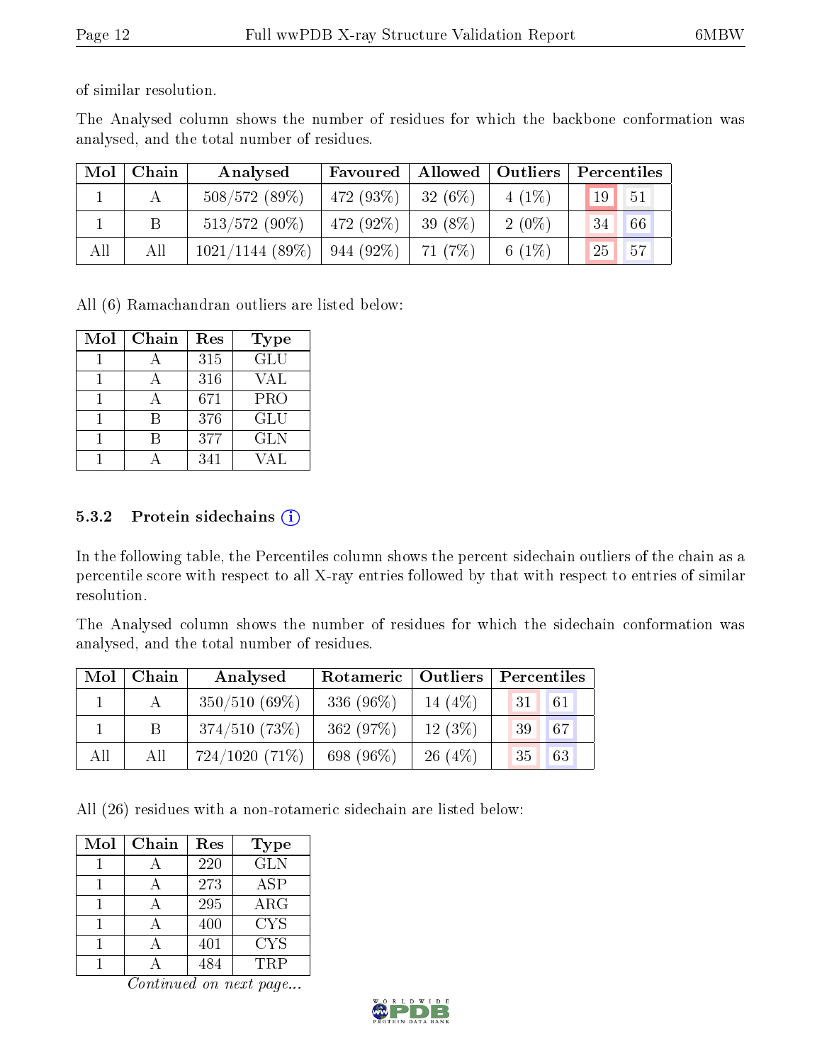of similar resolution.

The Analysed column shows the number of residues for which the backbone conformation was analysed, and the total number of residues.

| Mol | Chain | Analysed | Favoured | Allowed | Outliers | Percentiles | |
|---|---|---|---|---|---|---|---|
| 1 | A | 508/572 (89%) | 472 (93%) | 32 (6%) | 4 (1%) | 19 | 51 |
| 1 | B | 513/572 (90%) | 472 (92%) | 39 (8%) | 2 (0%) | 34 | 66 |
| All | All | 1021/1144 (89%) | 944 (92%) | 71 (7%) | 6 (1%) | 25 | 57 |

All (6) Ramachandran outliers are listed below:

| Mol | Chain | Res | Type |
|---|---|---|---|
| 1 | A | 315 | GLU |
| 1 | A | 316 | VAL |
| 1 | A | 671 | PRO |
| 1 | B | 376 | GLU |
| 1 | B | 377 | GLN |
| 1 | A | 341 | VAL |

### 5.3.2 Protein sidechains

In the following table, the Percentiles column shows the percent sidechain outliers of the chain as a percentile score with respect to all X-ray entries followed by that with respect to entries of similar resolution.

The Analysed column shows the number of residues for which the sidechain conformation was analysed, and the total number of residues.

| Mol | Chain | Analysed | Rotameric | Outliers | Percentiles | |
|---|---|---|---|---|---|---|
| 1 | A | 350/510 (69%) | 336 (96%) | 14 (4%) | 31 | 61 |
| 1 | B | 374/510 (73%) | 362 (97%) | 12 (3%) | 39 | 67 |
| All | All | 724/1020 (71%) | 698 (96%) | 26 (4%) | 35 | 63 |

All (26) residues with a non-rotameric sidechain are listed below:

| Mol | Chain | Res | Type |
|---|---|---|---|
| 1 | A | 220 | GLN |
| 1 | A | 273 | ASP |
| 1 | A | 295 | ARG |
| 1 | A | 400 | CYS |
| 1 | A | 401 | CYS |
| 1 | A | 484 | TRP |

*Continued on next page...*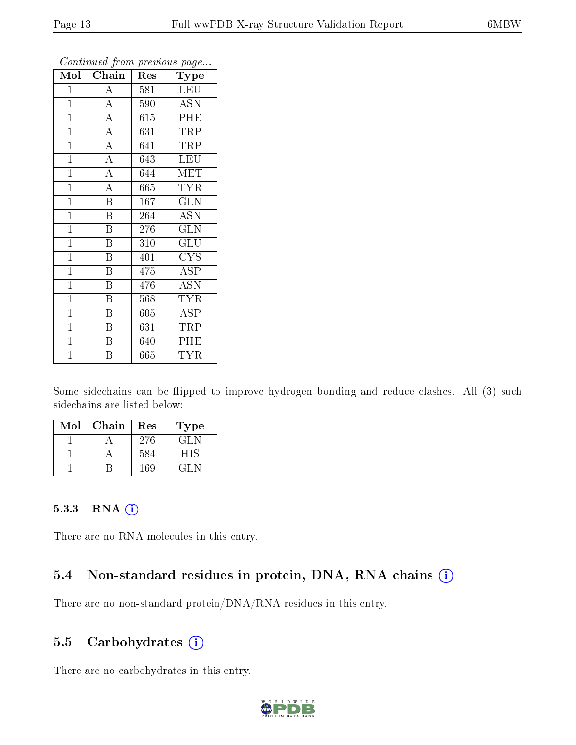*Continued from previous page...*

| Mol | Chain | Res | Type |
|---|---|---|---|
| 1 | A | 581 | LEU |
| 1 | A | 590 | ASN |
| 1 | A | 615 | PHE |
| 1 | A | 631 | TRP |
| 1 | A | 641 | TRP |
| 1 | A | 643 | LEU |
| 1 | A | 644 | MET |
| 1 | A | 665 | TYR |
| 1 | B | 167 | GLN |
| 1 | B | 264 | ASN |
| 1 | B | 276 | GLN |
| 1 | B | 310 | GLU |
| 1 | B | 401 | CYS |
| 1 | B | 475 | ASP |
| 1 | B | 476 | ASN |
| 1 | B | 568 | TYR |
| 1 | B | 605 | ASP |
| 1 | B | 631 | TRP |
| 1 | B | 640 | PHE |
| 1 | B | 665 | TYR |

Some sidechains can be flipped to improve hydrogen bonding and reduce clashes. All (3) such sidechains are listed below:

| Mol | Chain | Res | Type |
|---|---|---|---|
| 1 | A | 276 | GLN |
| 1 | A | 584 | HIS |
| 1 | B | 169 | GLN |

### 5.3.3 RNA

There are no RNA molecules in this entry.

## 5.4 Non-standard residues in protein, DNA, RNA chains

There are no non-standard protein/DNA/RNA residues in this entry.

## 5.5 Carbohydrates

There are no carbohydrates in this entry.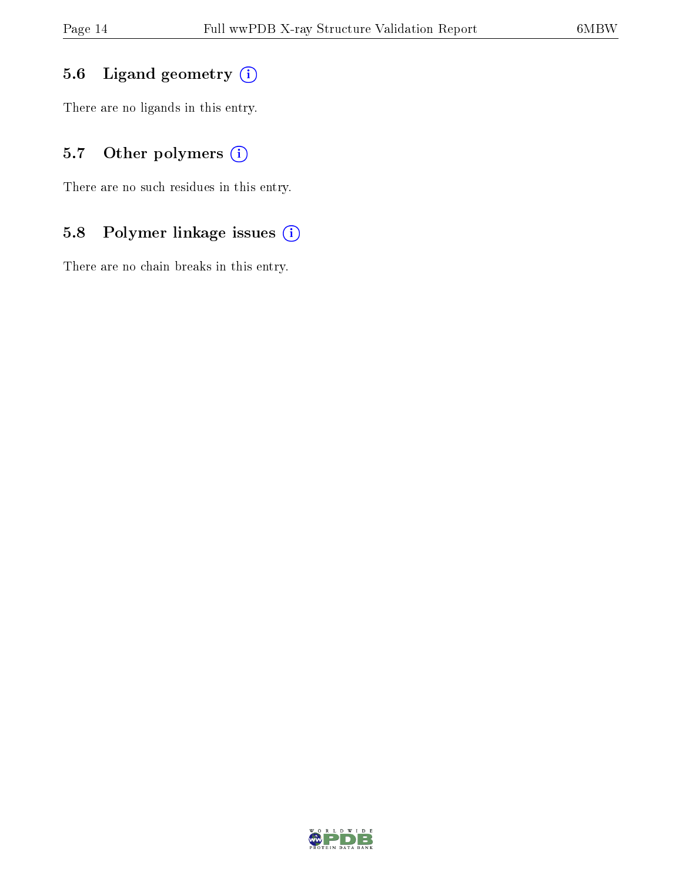### 5.6 Ligand geometry

There are no ligands in this entry.

### 5.7 Other polymers

There are no such residues in this entry.

### 5.8 Polymer linkage issues

There are no chain breaks in this entry.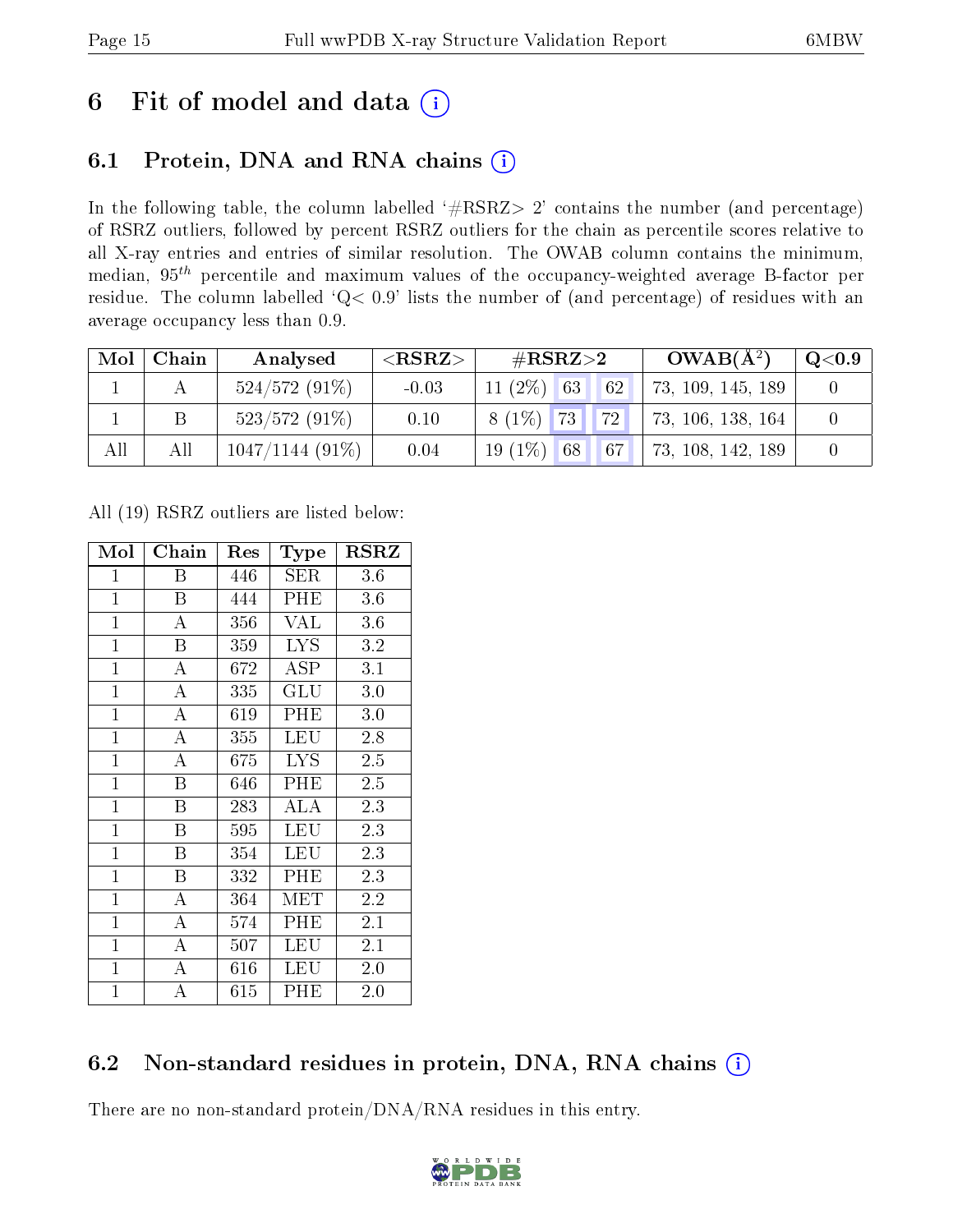# 6 Fit of model and data (i)

## 6.1 Protein, DNA and RNA chains (i)

In the following table, the column labelled '#RSRZ> 2' contains the number (and percentage) of RSRZ outliers, followed by percent RSRZ outliers for the chain as percentile scores relative to all X-ray entries and entries of similar resolution. The OWAB column contains the minimum, median, $95^{th}$ percentile and maximum values of the occupancy-weighted average B-factor per residue. The column labelled 'Q< 0.9' lists the number of (and percentage) of residues with an average occupancy less than 0.9.

| Mol | Chain | Analysed | <RSRZ> | #RSRZ>2 | | | OWAB($Å^2$) | Q<0.9 |
|---|---|---|---|---|---|---|---|---|
| 1 | A | 524/572 (91%) | -0.03 | 11 (2%) | 63 | 62 | 73, 109, 145, 189 | 0 |
| 1 | B | 523/572 (91%) | 0.10 | 8 (1%) | 73 | 72 | 73, 106, 138, 164 | 0 |
| All | All | 1047/1144 (91%) | 0.04 | 19 (1%) | 68 | 67 | 73, 108, 142, 189 | 0 |

All (19) RSRZ outliers are listed below:

| Mol | Chain | Res | Type | RSRZ |
|---|---|---|---|---|
| 1 | B | 446 | SER | 3.6 |
| 1 | B | 444 | PHE | 3.6 |
| 1 | A | 356 | VAL | 3.6 |
| 1 | B | 359 | LYS | 3.2 |
| 1 | A | 672 | ASP | 3.1 |
| 1 | A | 335 | GLU | 3.0 |
| 1 | A | 619 | PHE | 3.0 |
| 1 | A | 355 | LEU | 2.8 |
| 1 | A | 675 | LYS | 2.5 |
| 1 | B | 646 | PHE | 2.5 |
| 1 | B | 283 | ALA | 2.3 |
| 1 | B | 595 | LEU | 2.3 |
| 1 | B | 354 | LEU | 2.3 |
| 1 | B | 332 | PHE | 2.3 |
| 1 | A | 364 | MET | 2.2 |
| 1 | A | 574 | PHE | 2.1 |
| 1 | A | 507 | LEU | 2.1 |
| 1 | A | 616 | LEU | 2.0 |
| 1 | A | 615 | PHE | 2.0 |

## 6.2 Non-standard residues in protein, DNA, RNA chains (i)

There are no non-standard protein/DNA/RNA residues in this entry.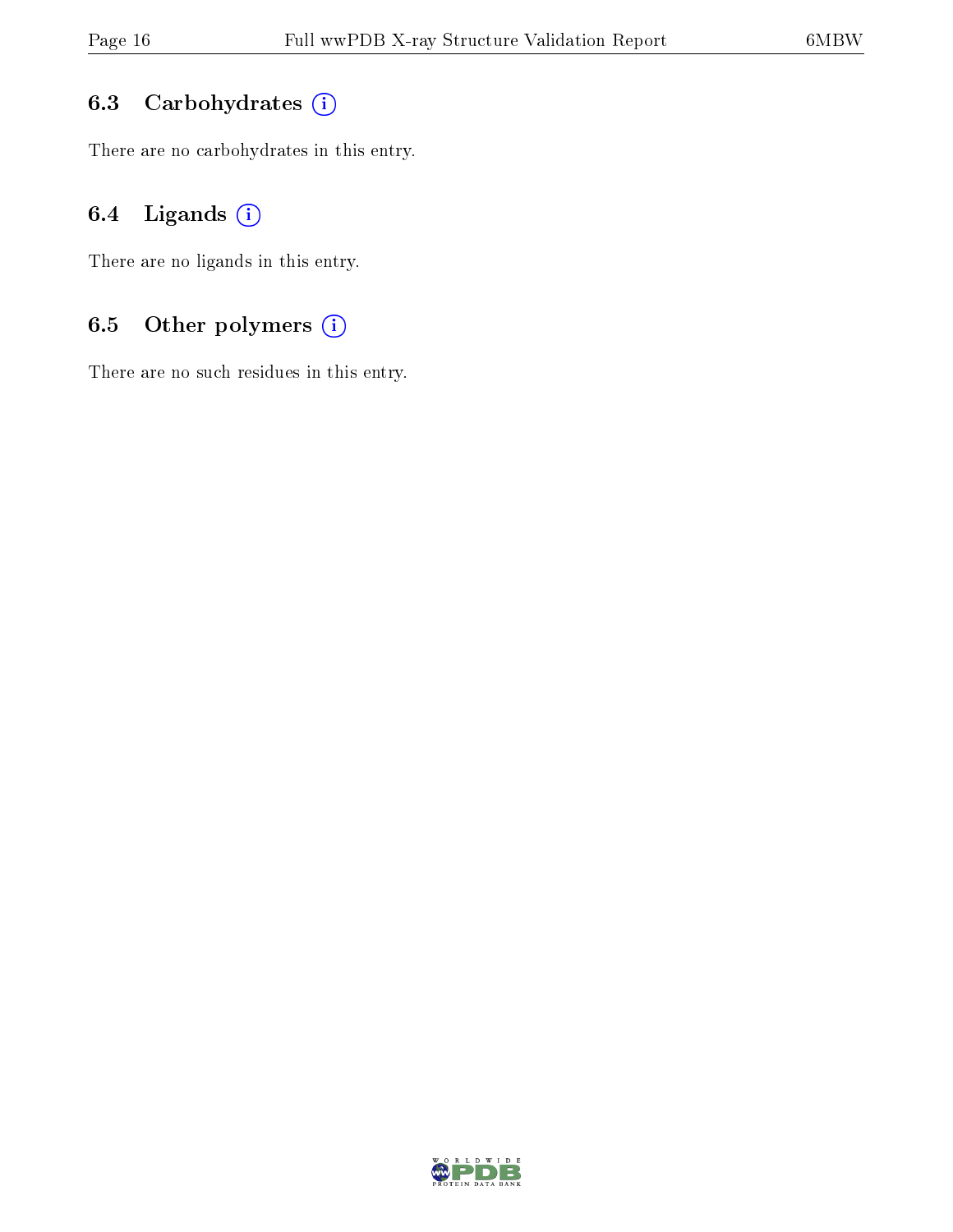### 6.3 Carbohydrates

There are no carbohydrates in this entry.

### 6.4 Ligands

There are no ligands in this entry.

### 6.5 Other polymers

There are no such residues in this entry.